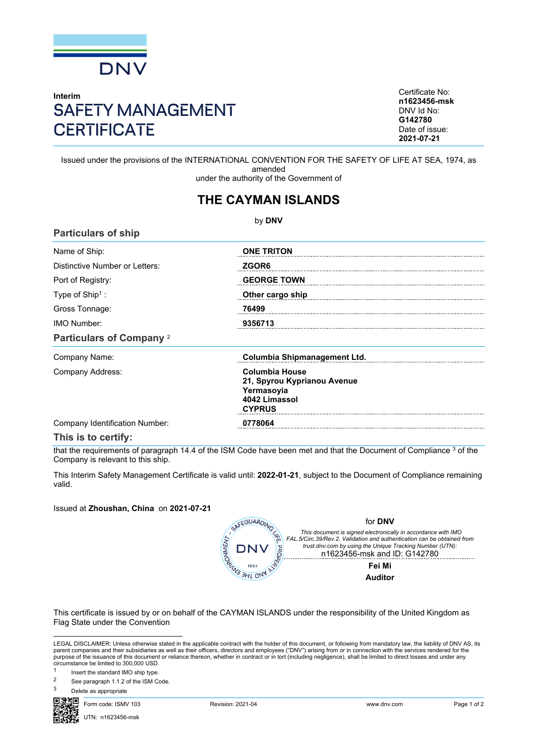DNV

**Interim**

# SAFETY MANAGEMENT CERTIFICATE

Certificate No:
**n1623456-msk**
DNV Id No:
**G142780**
Date of issue:
**2021-07-21**

Issued under the provisions of the INTERNATIONAL CONVENTION FOR THE SAFETY OF LIFE AT SEA, 1974, as amended
under the authority of the Government of

## THE CAYMAN ISLANDS

by **DNV**

### Particulars of ship

| | |
|---|---|
| Name of Ship: | **ONE TRITON** |
| Distinctive Number or Letters: | **ZGOR6** |
| Port of Registry: | **GEORGE TOWN** |
| Type of Ship[1] : | **Other cargo ship** |
| Gross Tonnage: | **76499** |
| IMO Number: | **9356713** |

### Particulars of Company [2]

| | |
|---|---|
| Company Name: | **Columbia Shipmanagement Ltd.** |
| Company Address: | **Columbia House**<br>**21, Spyrou Kyprianou Avenue**<br>**Yermasoyia**<br>**4042 Limassol**<br>**CYPRUS** |
| Company Identification Number: | **0778064** |

### This is to certify:

that the requirements of paragraph 14.4 of the ISM Code have been met and that the Document of Compliance [3] of the Company is relevant to this ship.

This Interim Safety Management Certificate is valid until: **2022-01-21**, subject to the Document of Compliance remaining valid.

Issued at **Zhoushan, China** on **2021-07-21**

for **DNV**

*This document is signed electronically in accordance with IMO FAL.5/Circ.39/Rev.2. Validation and authentication can be obtained from trust.dnv.com by using the Unique Tracking Number (UTN):*
n1623456-msk and ID: G142780

**Fei Mi**
**Auditor**

This certificate is issued by or on behalf of the CAYMAN ISLANDS under the responsibility of the United Kingdom as Flag State under the Convention

LEGAL DISCLAIMER: Unless otherwise stated in the applicable contract with the holder of this document, or following from mandatory law, the liability of DNV AS, its parent companies and their subsidiaries as well as their officers, directors and employees ("DNV") arising from or in connection with the services rendered for the purpose of the issuance of this document or reliance thereon, whether in contract or in tort (including negligence), shall be limited to direct losses and under any circumstance be limited to 300,000 USD.

[1] Insert the standard IMO ship type.

[2] See paragraph 1.1.2 of the ISM Code.

[3] Delete as appropriate

Form code: ISMV 103 Revision: 2021-04 www.dnv.com

UTN: n1623456-msk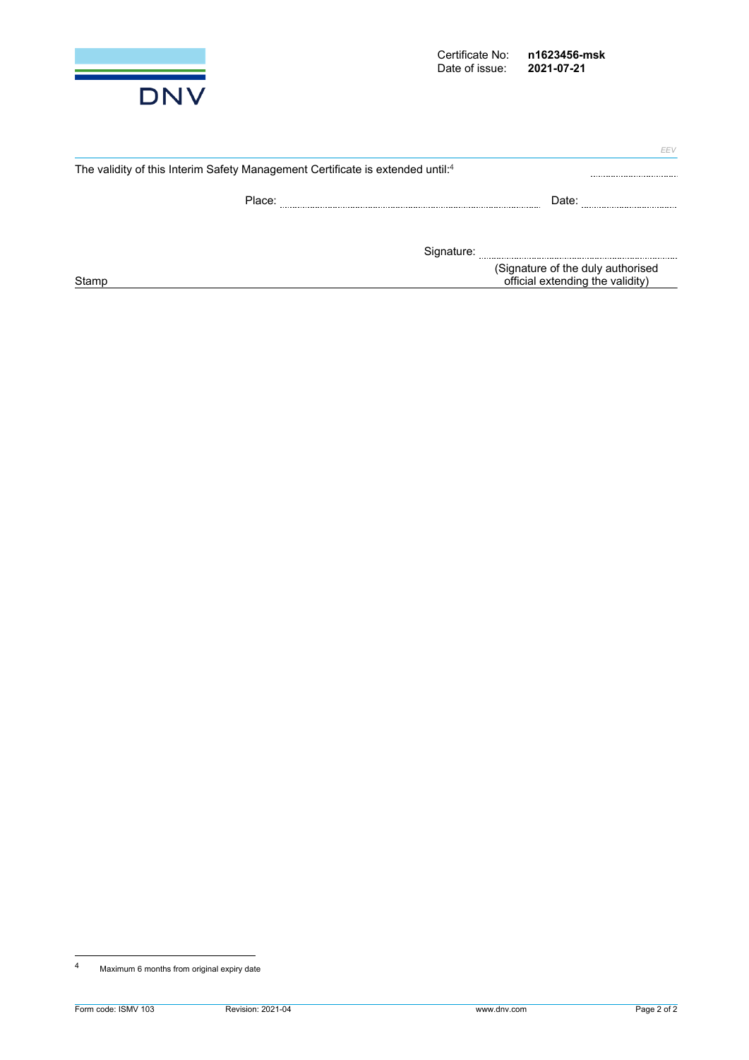Certificate No: **n1623456-msk**
Date of issue: **2021-07-21**

*EEV*

The validity of this Interim Safety Management Certificate is extended until:[4] ..............................

Place: .............................................................................. Date: ..............................

Signature: ..............................................................
(Signature of the duly authorised official extending the validity)

Stamp

---

4 Maximum 6 months from original expiry date

Form code: ISMV 103 Revision: 2021-04 www.dnv.com